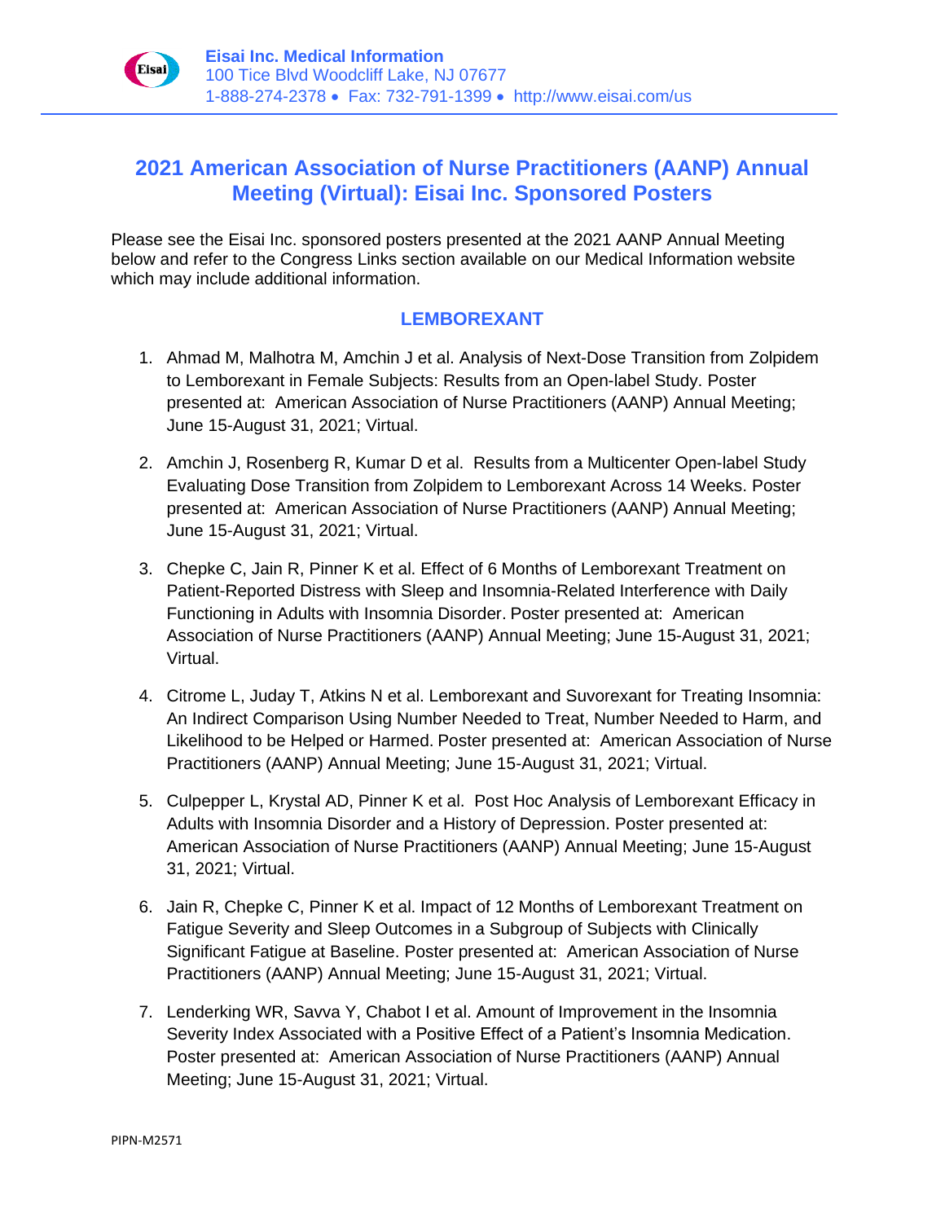**Eisai Inc. Medical Information**
100 Tice Blvd Woodcliff Lake, NJ 07677
1-888-274-2378 • Fax: 732-791-1399 • http://www.eisai.com/us

# 2021 American Association of Nurse Practitioners (AANP) Annual Meeting (Virtual): Eisai Inc. Sponsored Posters

Please see the Eisai Inc. sponsored posters presented at the 2021 AANP Annual Meeting below and refer to the Congress Links section available on our Medical Information website which may include additional information.

## LEMBOREXANT

1. Ahmad M, Malhotra M, Amchin J et al. Analysis of Next-Dose Transition from Zolpidem to Lemborexant in Female Subjects: Results from an Open-label Study. Poster presented at: American Association of Nurse Practitioners (AANP) Annual Meeting; June 15-August 31, 2021; Virtual.

2. Amchin J, Rosenberg R, Kumar D et al. Results from a Multicenter Open-label Study Evaluating Dose Transition from Zolpidem to Lemborexant Across 14 Weeks. Poster presented at: American Association of Nurse Practitioners (AANP) Annual Meeting; June 15-August 31, 2021; Virtual.

3. Chepke C, Jain R, Pinner K et al. Effect of 6 Months of Lemborexant Treatment on Patient-Reported Distress with Sleep and Insomnia-Related Interference with Daily Functioning in Adults with Insomnia Disorder. Poster presented at: American Association of Nurse Practitioners (AANP) Annual Meeting; June 15-August 31, 2021; Virtual.

4. Citrome L, Juday T, Atkins N et al. Lemborexant and Suvorexant for Treating Insomnia: An Indirect Comparison Using Number Needed to Treat, Number Needed to Harm, and Likelihood to be Helped or Harmed. Poster presented at: American Association of Nurse Practitioners (AANP) Annual Meeting; June 15-August 31, 2021; Virtual.

5. Culpepper L, Krystal AD, Pinner K et al. Post Hoc Analysis of Lemborexant Efficacy in Adults with Insomnia Disorder and a History of Depression. Poster presented at: American Association of Nurse Practitioners (AANP) Annual Meeting; June 15-August 31, 2021; Virtual.

6. Jain R, Chepke C, Pinner K et al. Impact of 12 Months of Lemborexant Treatment on Fatigue Severity and Sleep Outcomes in a Subgroup of Subjects with Clinically Significant Fatigue at Baseline. Poster presented at: American Association of Nurse Practitioners (AANP) Annual Meeting; June 15-August 31, 2021; Virtual.

7. Lenderking WR, Savva Y, Chabot I et al. Amount of Improvement in the Insomnia Severity Index Associated with a Positive Effect of a Patient's Insomnia Medication. Poster presented at: American Association of Nurse Practitioners (AANP) Annual Meeting; June 15-August 31, 2021; Virtual.

PIPN-M2571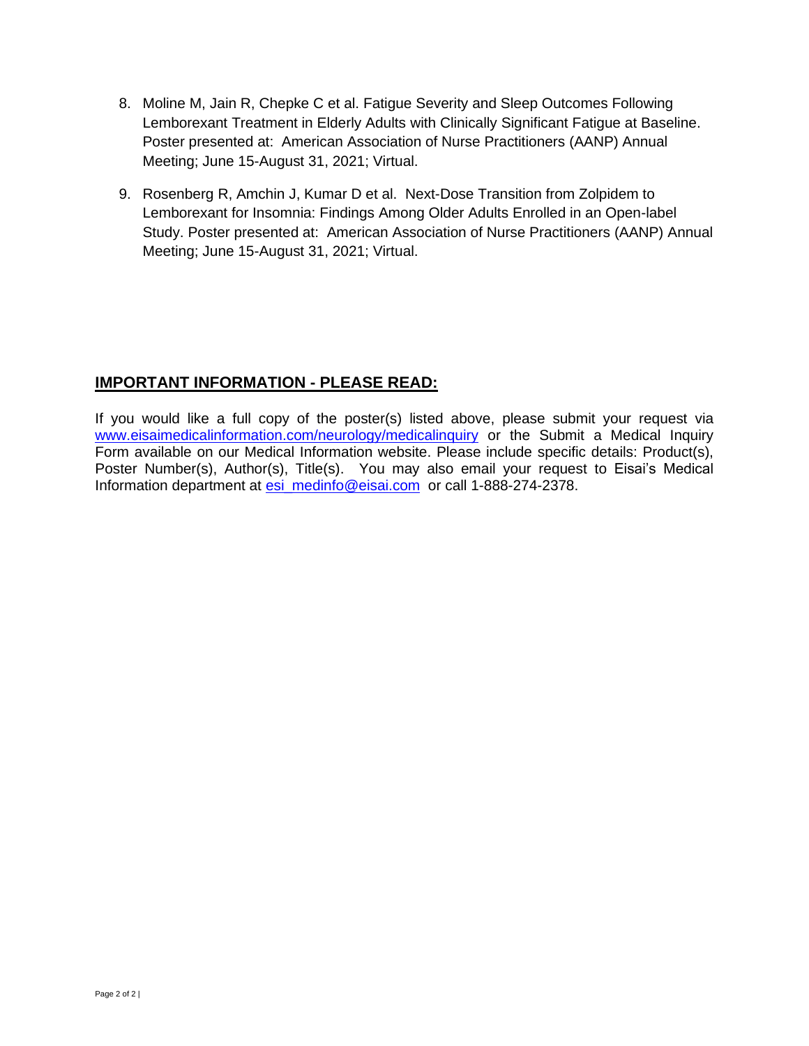8. Moline M, Jain R, Chepke C et al. Fatigue Severity and Sleep Outcomes Following Lemborexant Treatment in Elderly Adults with Clinically Significant Fatigue at Baseline. Poster presented at: American Association of Nurse Practitioners (AANP) Annual Meeting; June 15-August 31, 2021; Virtual.

9. Rosenberg R, Amchin J, Kumar D et al. Next-Dose Transition from Zolpidem to Lemborexant for Insomnia: Findings Among Older Adults Enrolled in an Open-label Study. Poster presented at: American Association of Nurse Practitioners (AANP) Annual Meeting; June 15-August 31, 2021; Virtual.

## IMPORTANT INFORMATION - PLEASE READ:

If you would like a full copy of the poster(s) listed above, please submit your request via www.eisaimedicalinformation.com/neurology/medicalinquiry or the Submit a Medical Inquiry Form available on our Medical Information website. Please include specific details: Product(s), Poster Number(s), Author(s), Title(s). You may also email your request to Eisai's Medical Information department at esi_medinfo@eisai.com or call 1-888-274-2378.